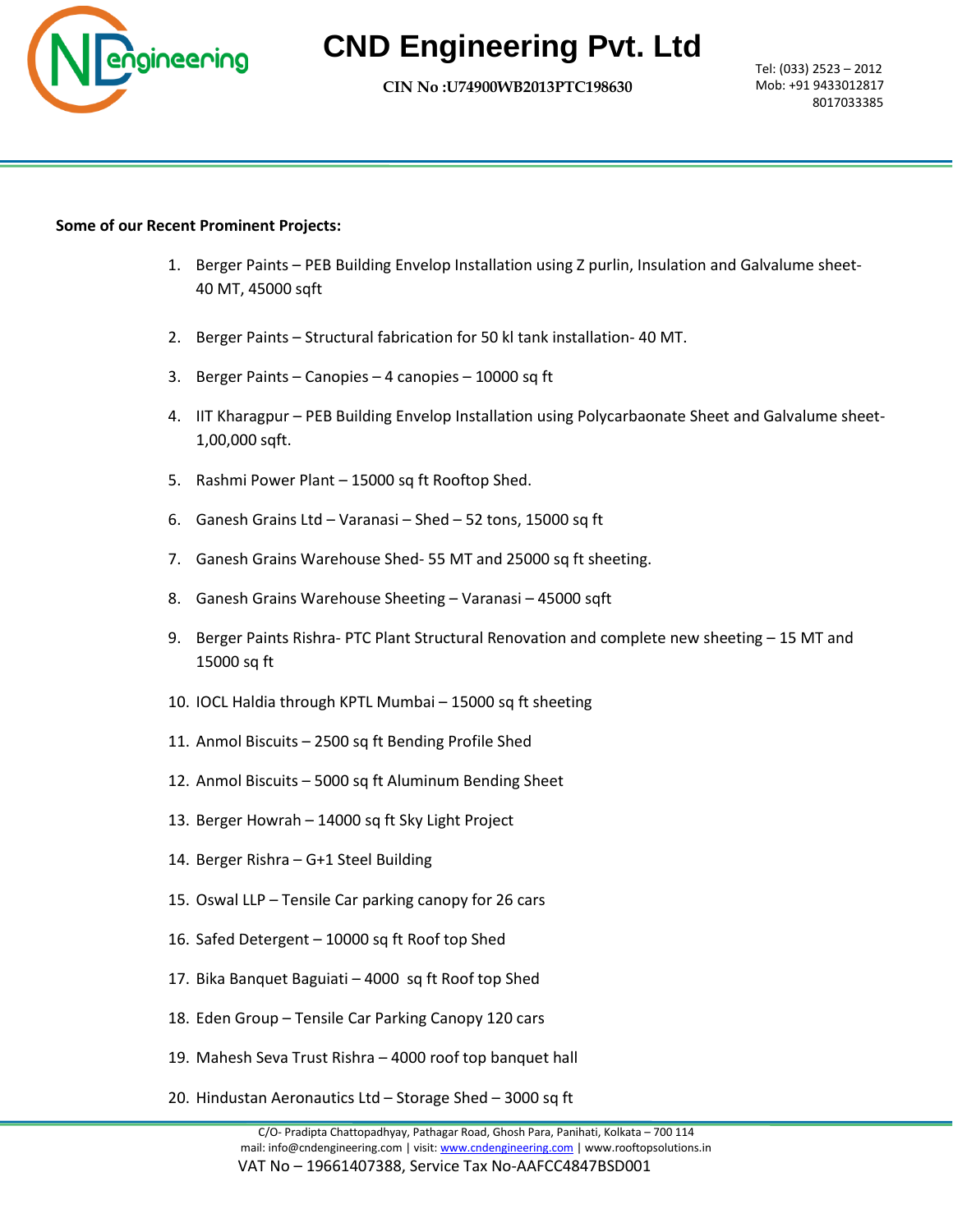# CND Engineering Pvt. Ltd

**CIN No :U74900WB2013PTC198630**

Tel: (033) 2523 – 2012
Mob: +91 9433012817
8017033385

**Some of our Recent Prominent Projects:**

1. Berger Paints – PEB Building Envelop Installation using Z purlin, Insulation and Galvalume sheet- 40 MT, 45000 sqft
2. Berger Paints – Structural fabrication for 50 kl tank installation- 40 MT.
3. Berger Paints – Canopies – 4 canopies – 10000 sq ft
4. IIT Kharagpur – PEB Building Envelop Installation using Polycarbaonate Sheet and Galvalume sheet- 1,00,000 sqft.
5. Rashmi Power Plant – 15000 sq ft Rooftop Shed.
6. Ganesh Grains Ltd – Varanasi – Shed – 52 tons, 15000 sq ft
7. Ganesh Grains Warehouse Shed- 55 MT and 25000 sq ft sheeting.
8. Ganesh Grains Warehouse Sheeting – Varanasi – 45000 sqft
9. Berger Paints Rishra- PTC Plant Structural Renovation and complete new sheeting – 15 MT and 15000 sq ft
10. IOCL Haldia through KPTL Mumbai – 15000 sq ft sheeting
11. Anmol Biscuits – 2500 sq ft Bending Profile Shed
12. Anmol Biscuits – 5000 sq ft Aluminum Bending Sheet
13. Berger Howrah – 14000 sq ft Sky Light Project
14. Berger Rishra – G+1 Steel Building
15. Oswal LLP – Tensile Car parking canopy for 26 cars
16. Safed Detergent – 10000 sq ft Roof top Shed
17. Bika Banquet Baguiati – 4000 sq ft Roof top Shed
18. Eden Group – Tensile Car Parking Canopy 120 cars
19. Mahesh Seva Trust Rishra – 4000 roof top banquet hall
20. Hindustan Aeronautics Ltd – Storage Shed – 3000 sq ft

C/O- Pradipta Chattopadhyay, Pathagar Road, Ghosh Para, Panihati, Kolkata – 700 114
mail: info@cndengineering.com | visit: www.cndengineering.com | www.rooftopsolutions.in
VAT No – 19661407388, Service Tax No-AAFCC4847BSD001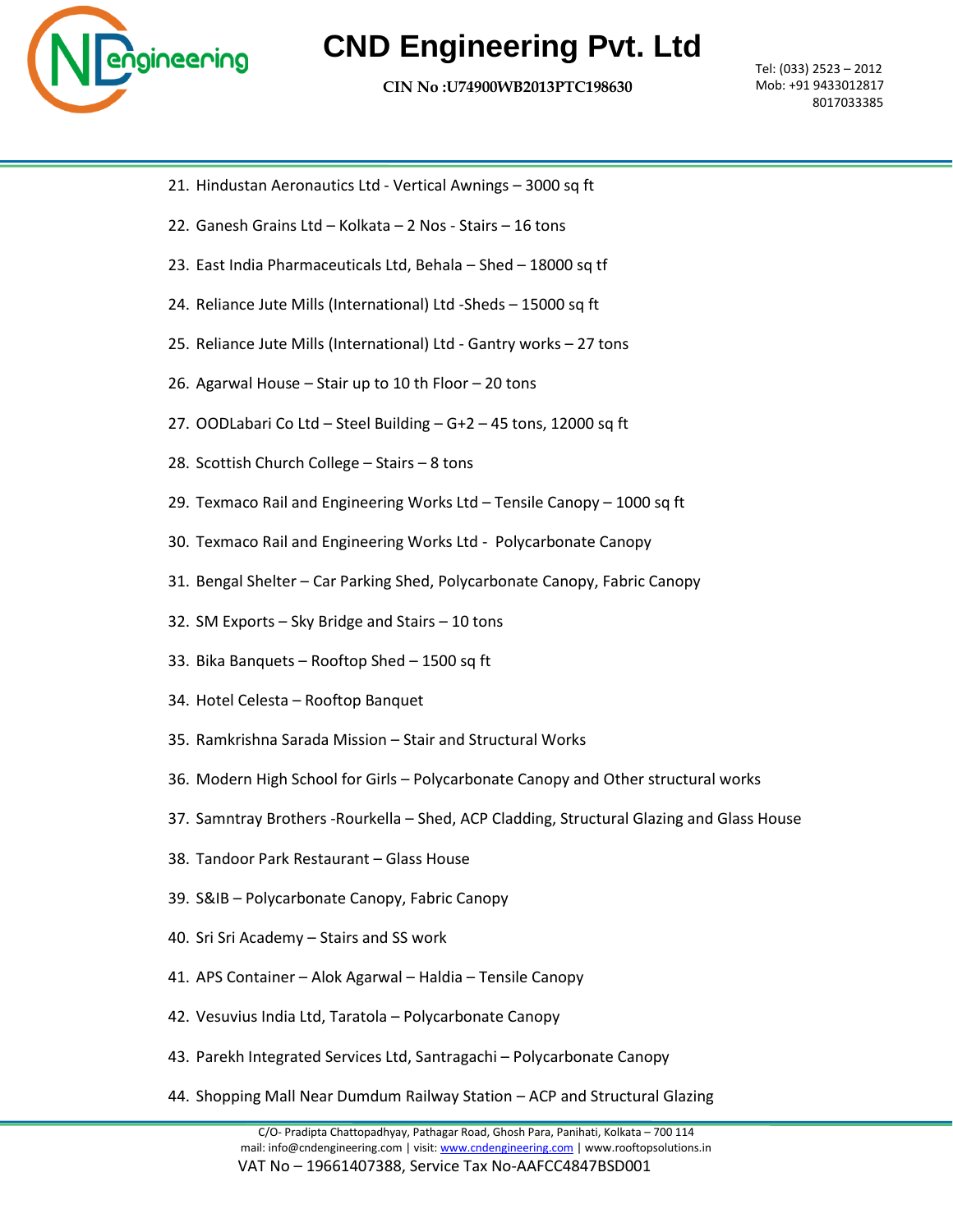21. Hindustan Aeronautics Ltd - Vertical Awnings – 3000 sq ft
22. Ganesh Grains Ltd – Kolkata – 2 Nos - Stairs – 16 tons
23. East India Pharmaceuticals Ltd, Behala – Shed – 18000 sq tf
24. Reliance Jute Mills (International) Ltd -Sheds – 15000 sq ft
25. Reliance Jute Mills (International) Ltd - Gantry works – 27 tons
26. Agarwal House – Stair up to 10 th Floor – 20 tons
27. OODLabari Co Ltd – Steel Building – G+2 – 45 tons, 12000 sq ft
28. Scottish Church College – Stairs – 8 tons
29. Texmaco Rail and Engineering Works Ltd – Tensile Canopy – 1000 sq ft
30. Texmaco Rail and Engineering Works Ltd - Polycarbonate Canopy
31. Bengal Shelter – Car Parking Shed, Polycarbonate Canopy, Fabric Canopy
32. SM Exports – Sky Bridge and Stairs – 10 tons
33. Bika Banquets – Rooftop Shed – 1500 sq ft
34. Hotel Celesta – Rooftop Banquet
35. Ramkrishna Sarada Mission – Stair and Structural Works
36. Modern High School for Girls – Polycarbonate Canopy and Other structural works
37. Samntray Brothers -Rourkella – Shed, ACP Cladding, Structural Glazing and Glass House
38. Tandoor Park Restaurant – Glass House
39. S&IB – Polycarbonate Canopy, Fabric Canopy
40. Sri Sri Academy – Stairs and SS work
41. APS Container – Alok Agarwal – Haldia – Tensile Canopy
42. Vesuvius India Ltd, Taratola – Polycarbonate Canopy
43. Parekh Integrated Services Ltd, Santragachi – Polycarbonate Canopy
44. Shopping Mall Near Dumdum Railway Station – ACP and Structural Glazing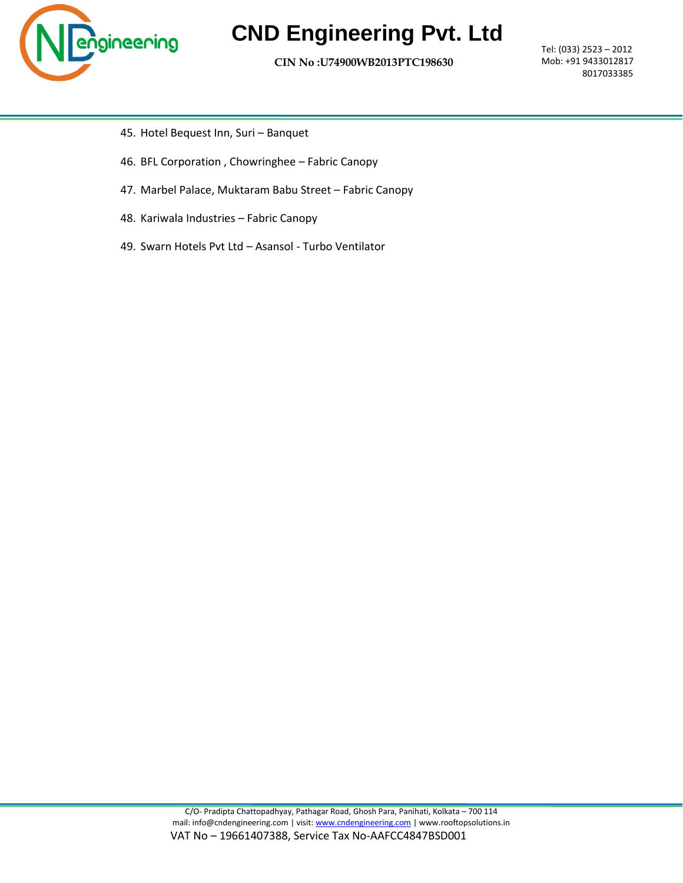45. Hotel Bequest Inn, Suri – Banquet

46. BFL Corporation , Chowringhee – Fabric Canopy

47. Marbel Palace, Muktaram Babu Street – Fabric Canopy

48. Kariwala Industries – Fabric Canopy

49. Swarn Hotels Pvt Ltd – Asansol - Turbo Ventilator